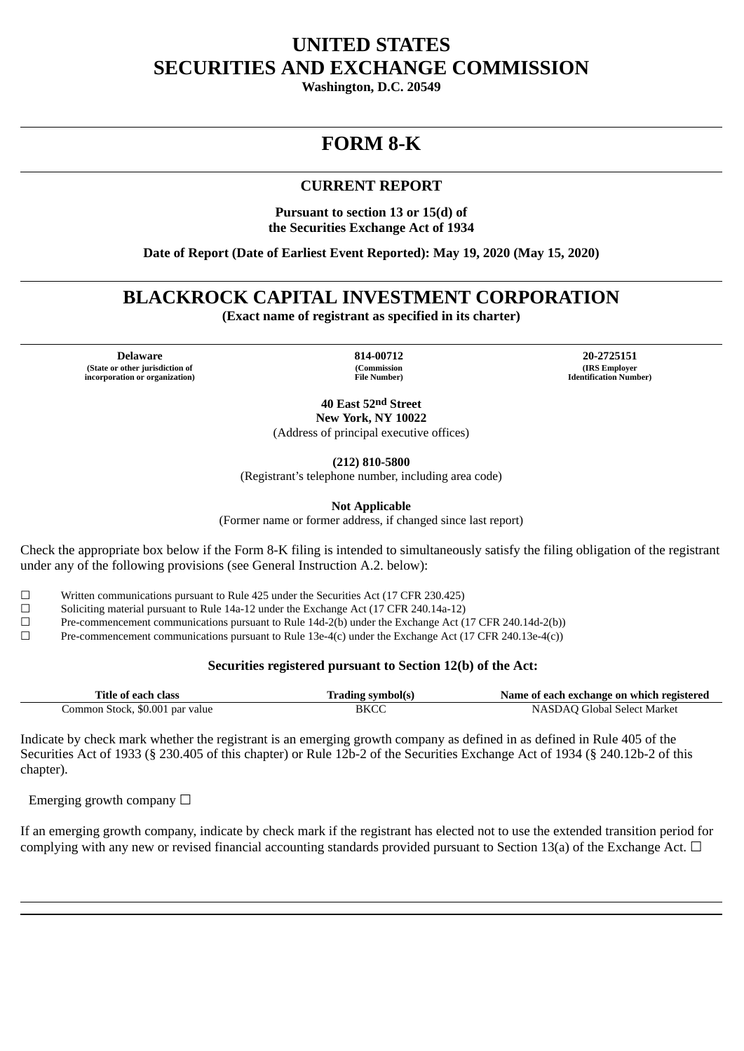# UNITED STATES
# SECURITIES AND EXCHANGE COMMISSION

**Washington, D.C. 20549**

---

# FORM 8-K

---

## CURRENT REPORT

**Pursuant to section 13 or 15(d) of the Securities Exchange Act of 1934**

**Date of Report (Date of Earliest Event Reported): May 19, 2020 (May 15, 2020)**

---

# BLACKROCK CAPITAL INVESTMENT CORPORATION

**(Exact name of registrant as specified in its charter)**

| **Delaware** | **814-00712** | **20-2725151** |
|---|---|---|
| **(State or other jurisdiction of incorporation or organization)** | **(Commission File Number)** | **(IRS Employer Identification Number)** |

**40 East 52nd Street**
**New York, NY 10022**
(Address of principal executive offices)

**(212) 810-5800**
(Registrant's telephone number, including area code)

**Not Applicable**
(Former name or former address, if changed since last report)

Check the appropriate box below if the Form 8-K filing is intended to simultaneously satisfy the filing obligation of the registrant under any of the following provisions (see General Instruction A.2. below):

☐ Written communications pursuant to Rule 425 under the Securities Act (17 CFR 230.425)
☐ Soliciting material pursuant to Rule 14a-12 under the Exchange Act (17 CFR 240.14a-12)
☐ Pre-commencement communications pursuant to Rule 14d-2(b) under the Exchange Act (17 CFR 240.14d-2(b))
☐ Pre-commencement communications pursuant to Rule 13e-4(c) under the Exchange Act (17 CFR 240.13e-4(c))

**Securities registered pursuant to Section 12(b) of the Act:**

| Title of each class | Trading symbol(s) | Name of each exchange on which registered |
|---|---|---|
| Common Stock, $0.001 par value | BKCC | NASDAQ Global Select Market |

Indicate by check mark whether the registrant is an emerging growth company as defined in as defined in Rule 405 of the Securities Act of 1933 (§ 230.405 of this chapter) or Rule 12b-2 of the Securities Exchange Act of 1934 (§ 240.12b-2 of this chapter).

Emerging growth company ☐

If an emerging growth company, indicate by check mark if the registrant has elected not to use the extended transition period for complying with any new or revised financial accounting standards provided pursuant to Section 13(a) of the Exchange Act. ☐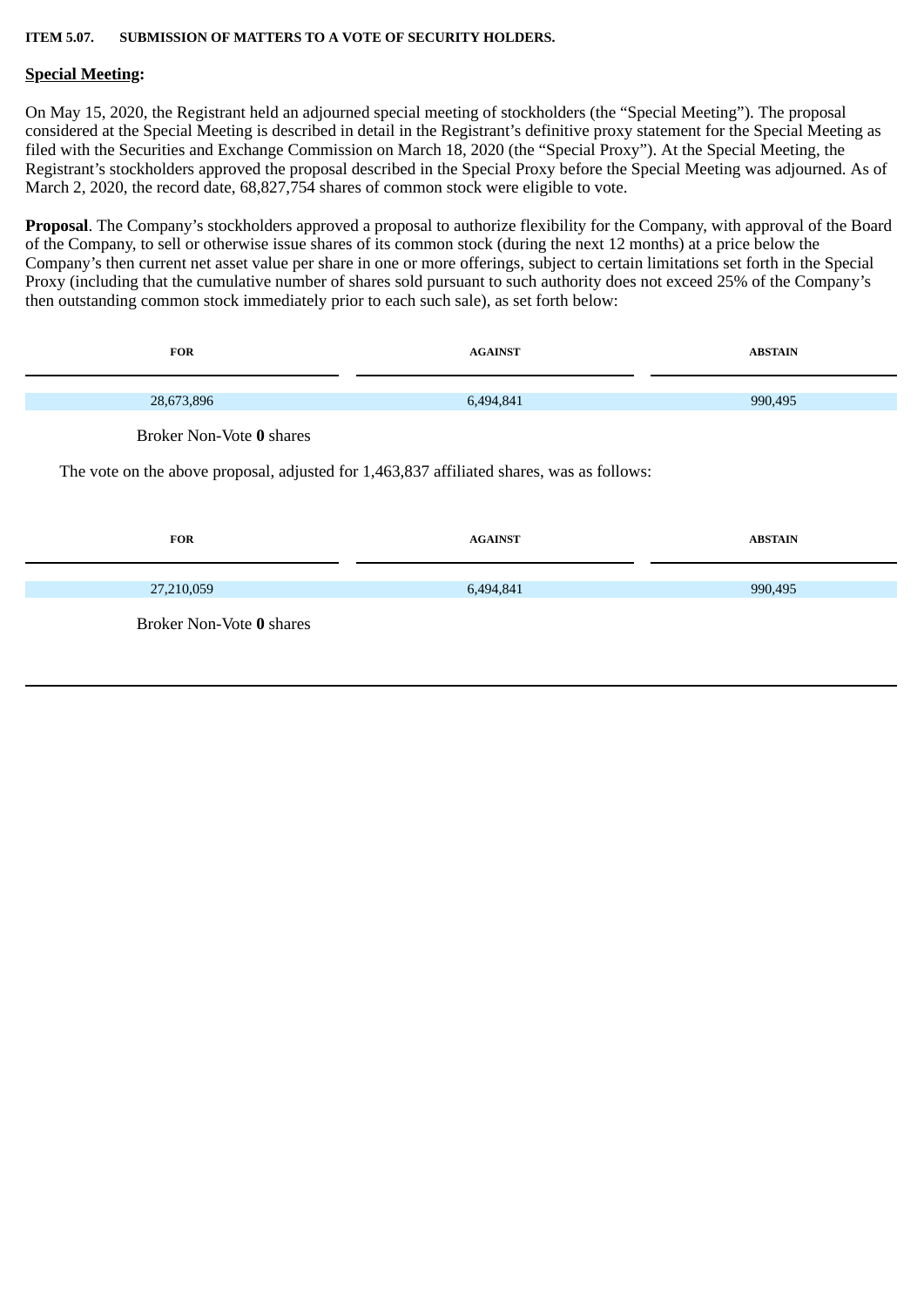**ITEM 5.07. SUBMISSION OF MATTERS TO A VOTE OF SECURITY HOLDERS.**

**Special Meeting:**

On May 15, 2020, the Registrant held an adjourned special meeting of stockholders (the "Special Meeting"). The proposal considered at the Special Meeting is described in detail in the Registrant's definitive proxy statement for the Special Meeting as filed with the Securities and Exchange Commission on March 18, 2020 (the "Special Proxy"). At the Special Meeting, the Registrant's stockholders approved the proposal described in the Special Proxy before the Special Meeting was adjourned. As of March 2, 2020, the record date, 68,827,754 shares of common stock were eligible to vote.

**Proposal**. The Company's stockholders approved a proposal to authorize flexibility for the Company, with approval of the Board of the Company, to sell or otherwise issue shares of its common stock (during the next 12 months) at a price below the Company's then current net asset value per share in one or more offerings, subject to certain limitations set forth in the Special Proxy (including that the cumulative number of shares sold pursuant to such authority does not exceed 25% of the Company's then outstanding common stock immediately prior to each such sale), as set forth below:

| FOR | AGAINST | ABSTAIN |
|---|---|---|
| 28,673,896 | 6,494,841 | 990,495 |

Broker Non-Vote **0** shares

The vote on the above proposal, adjusted for 1,463,837 affiliated shares, was as follows:

| FOR | AGAINST | ABSTAIN |
|---|---|---|
| 27,210,059 | 6,494,841 | 990,495 |

Broker Non-Vote **0** shares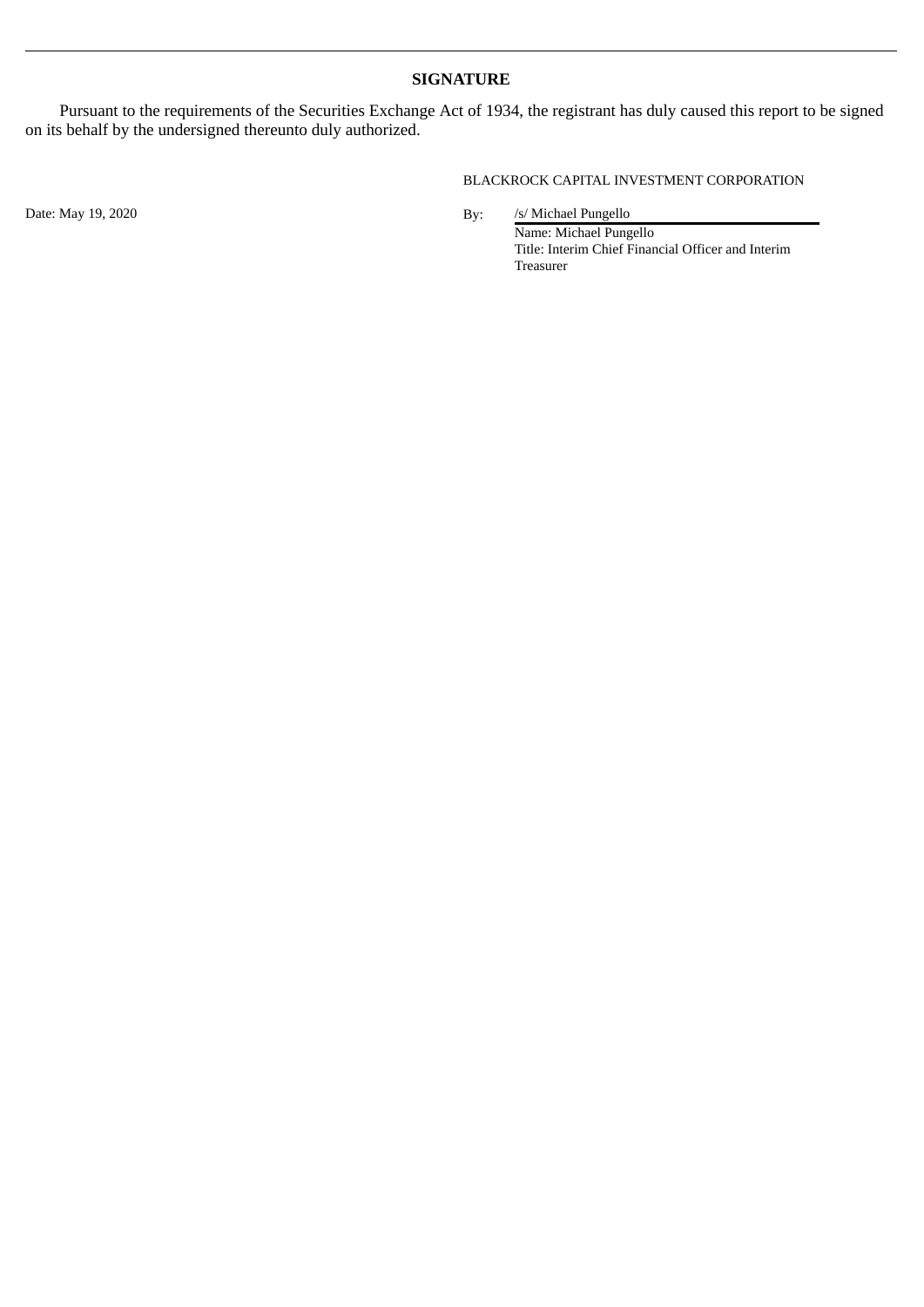## SIGNATURE

Pursuant to the requirements of the Securities Exchange Act of 1934, the registrant has duly caused this report to be signed on its behalf by the undersigned thereunto duly authorized.

BLACKROCK CAPITAL INVESTMENT CORPORATION

Date: May 19, 2020

By: /s/ Michael Pungello

Name: Michael Pungello

Title: Interim Chief Financial Officer and Interim Treasurer